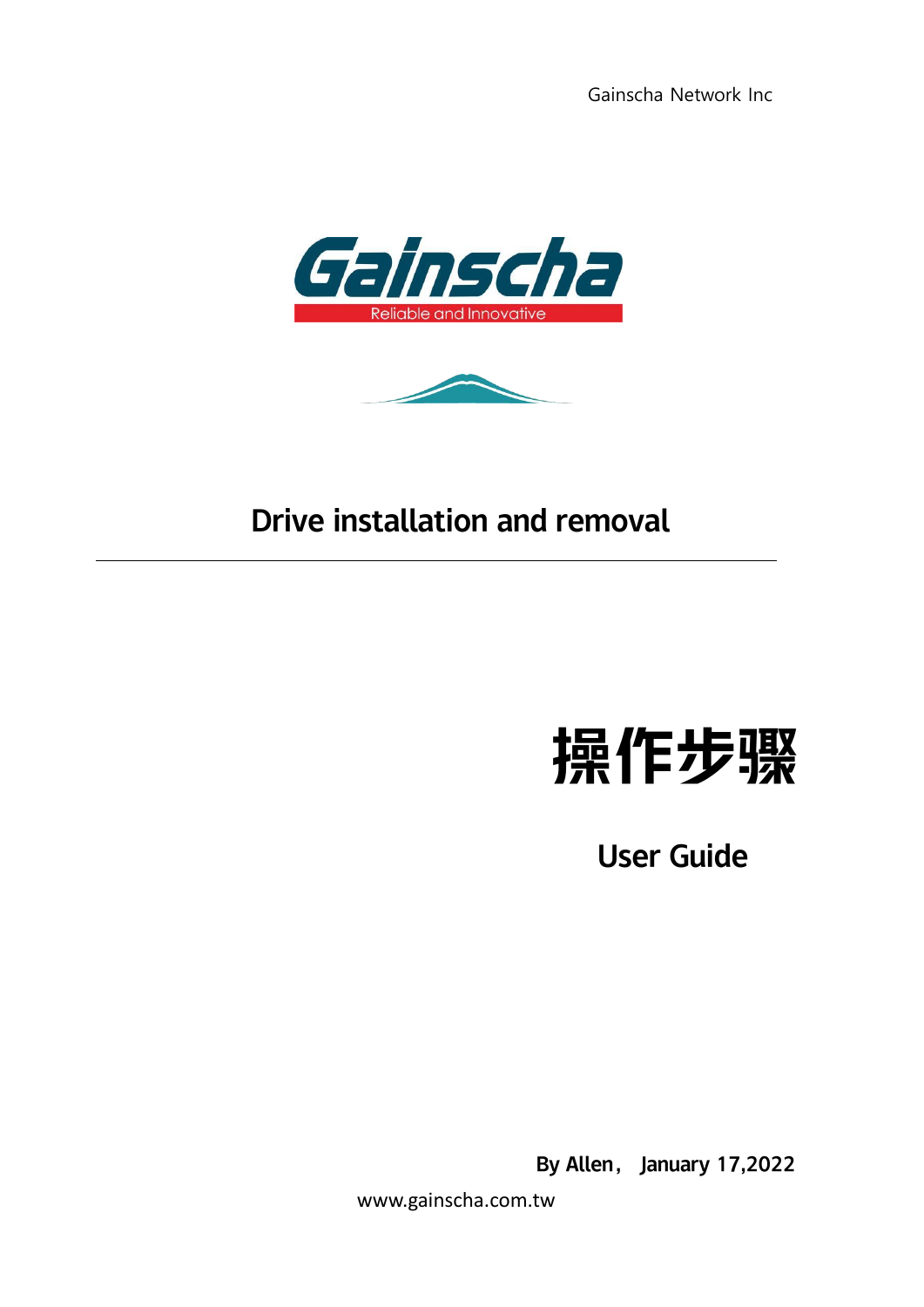Gainscha Network Inc

Gainscha

Reliable and Innovative

# Drive installation and removal

# 操作步骤

## User Guide

**By Allen， January 17,2022**

www.gainscha.com.tw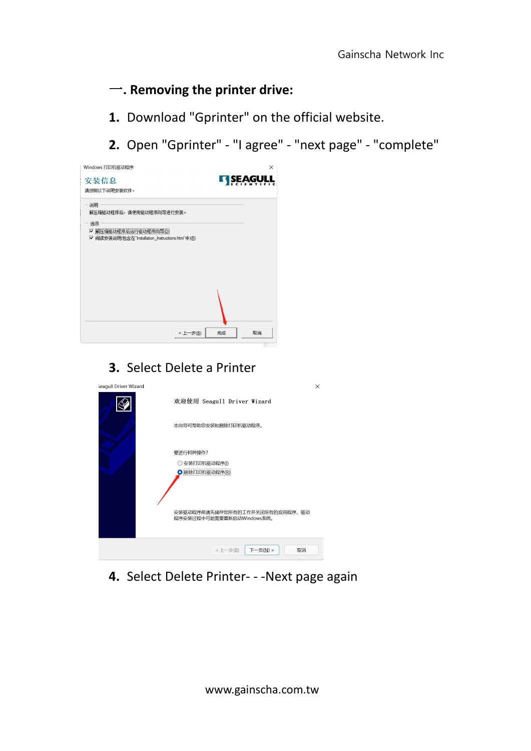## 一. Removing the printer drive:

1. Download "Gprinter" on the official website.
2. Open "Gprinter" - "I agree" - "next page" - "complete"

3. Select Delete a Printer

4. Select Delete Printer- - -Next page again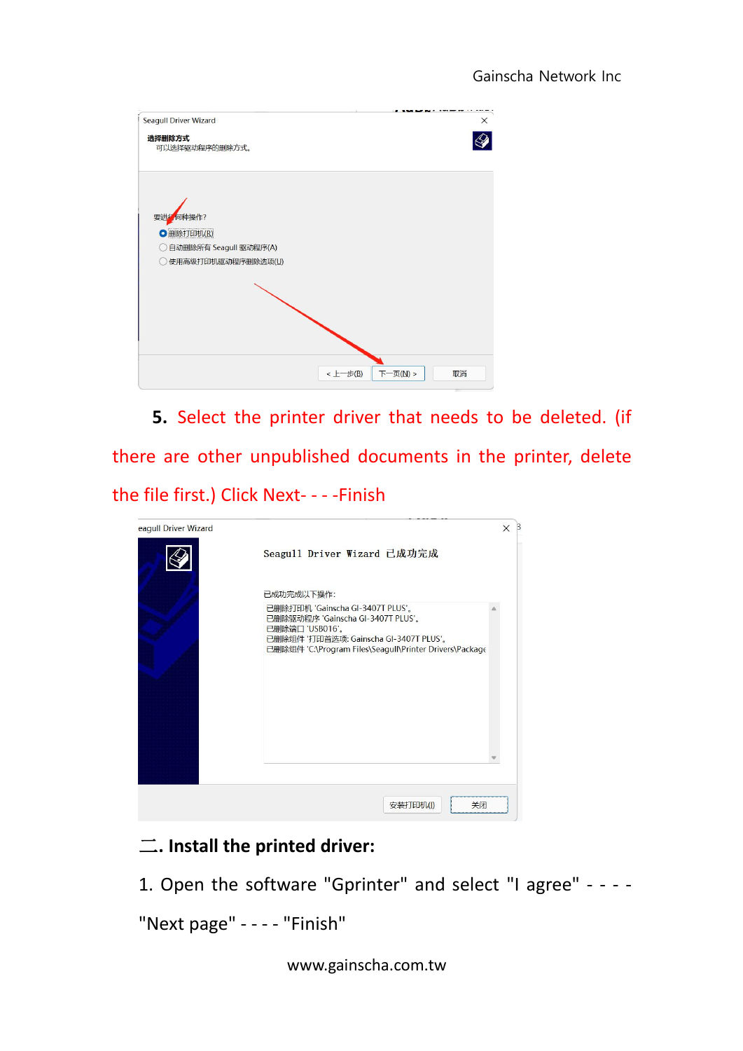5. Select the printer driver that needs to be deleted. (if there are other unpublished documents in the printer, delete the file first.) Click Next- - - -Finish

## 二. Install the printed driver:

1. Open the software "Gprinter" and select "I agree" - - - - "Next page" - - - - "Finish"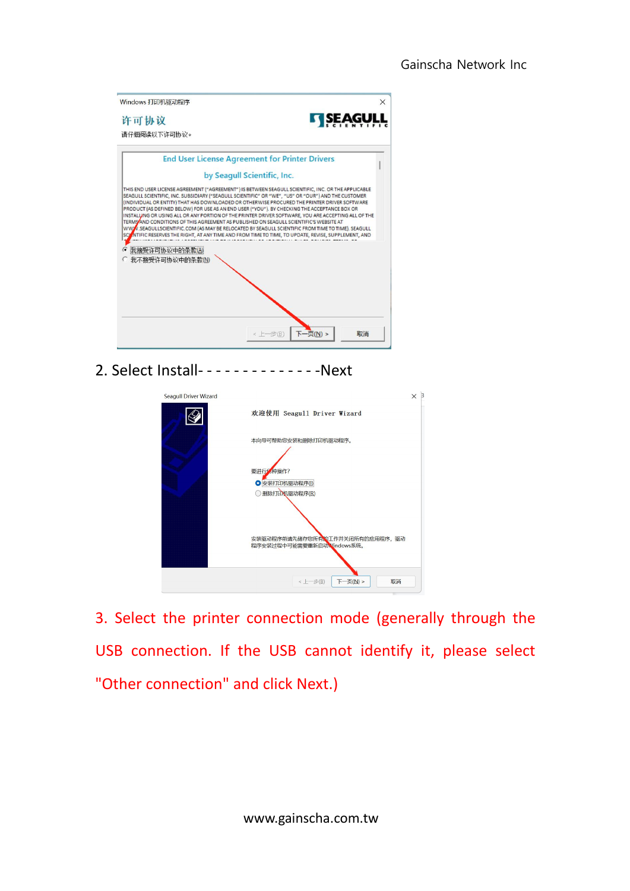2. Select Install- - - - - - - - - - - - - -Next

3. Select the printer connection mode (generally through the USB connection. If the USB cannot identify it, please select "Other connection" and click Next.)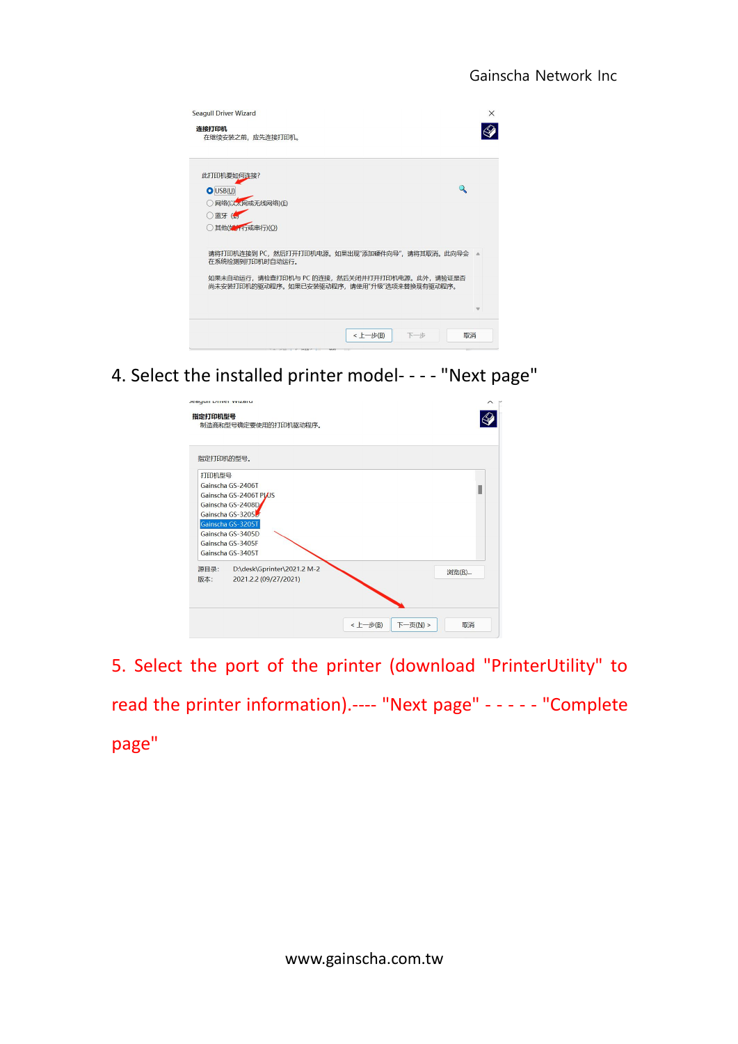4. Select the installed printer model- - - - "Next page"

5. Select the port of the printer (download "PrinterUtility" to read the printer information).---- "Next page" - - - - - "Complete page"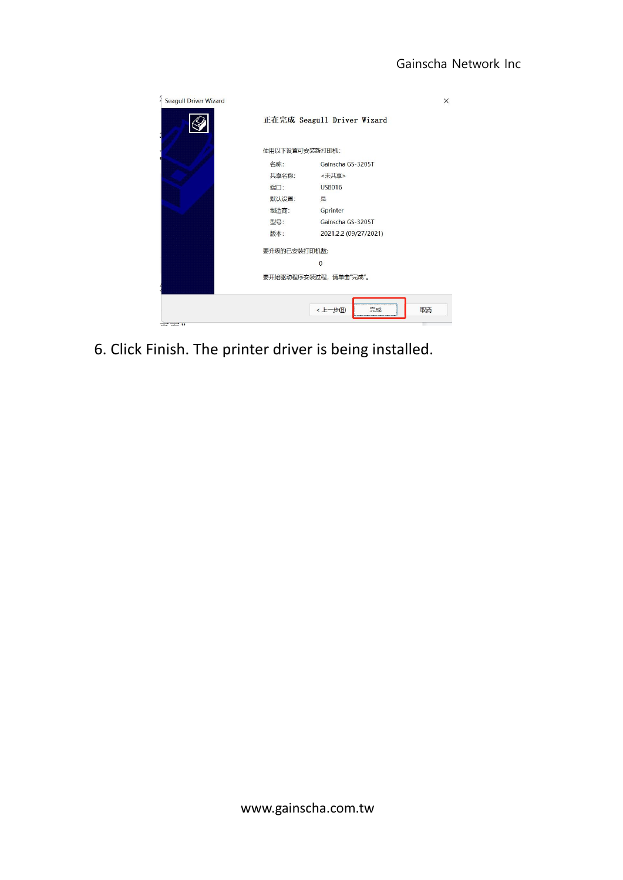Seagull Driver Wizard

正在完成 Seagull Driver Wizard

使用以下设置可安装新打印机:

| | |
|---|---|
| 名称: | Gainscha GS-3205T |
| 共享名称: | <未共享> |
| 端口: | USB016 |
| 默认设置: | 是 |
| 制造商: | Gprinter |
| 型号: | Gainscha GS-3205T |
| 版本: | 2021.2.2 (09/27/2021) |

要升级的已安装打印机数:

0

要开始驱动程序安装过程，请单击"完成"。

< 上一步(B) 完成 取消

6. Click Finish. The printer driver is being installed.